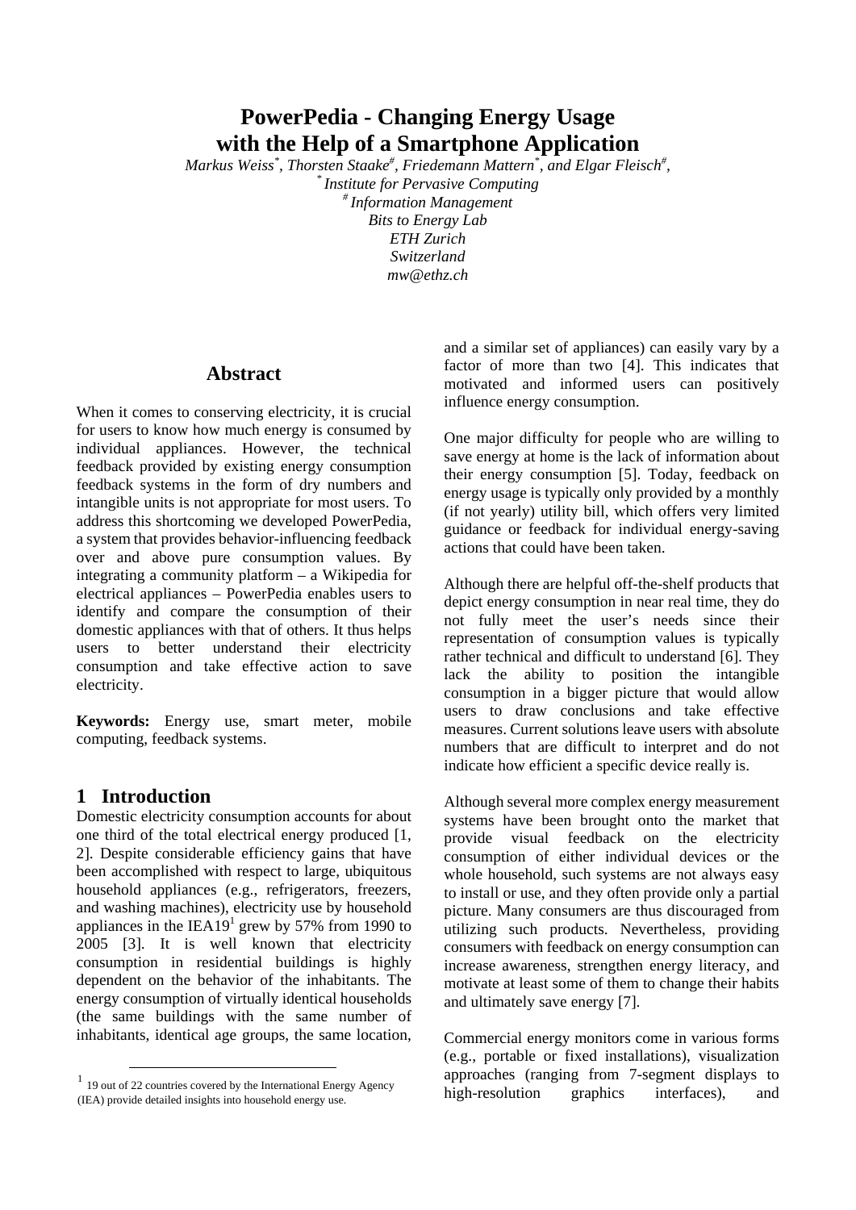# PowerPedia - Changing Energy Usage with the Help of a Smartphone Application

*Markus Weiss[*], Thorsten Staake[#], Friedemann Mattern[*], and Elgar Fleisch[#],*
*[*] Institute for Pervasive Computing*
*[#] Information Management*
*Bits to Energy Lab*
*ETH Zurich*
*Switzerland*
*mw@ethz.ch*

## Abstract

When it comes to conserving electricity, it is crucial for users to know how much energy is consumed by individual appliances. However, the technical feedback provided by existing energy consumption feedback systems in the form of dry numbers and intangible units is not appropriate for most users. To address this shortcoming we developed PowerPedia, a system that provides behavior-influencing feedback over and above pure consumption values. By integrating a community platform – a Wikipedia for electrical appliances – PowerPedia enables users to identify and compare the consumption of their domestic appliances with that of others. It thus helps users to better understand their electricity consumption and take effective action to save electricity.

**Keywords:** Energy use, smart meter, mobile computing, feedback systems.

## 1 Introduction

Domestic electricity consumption accounts for about one third of the total electrical energy produced [1, 2]. Despite considerable efficiency gains that have been accomplished with respect to large, ubiquitous household appliances (e.g., refrigerators, freezers, and washing machines), electricity use by household appliances in the IEA19[1] grew by 57% from 1990 to 2005 [3]. It is well known that electricity consumption in residential buildings is highly dependent on the behavior of the inhabitants. The energy consumption of virtually identical households (the same buildings with the same number of inhabitants, identical age groups, the same location, and a similar set of appliances) can easily vary by a factor of more than two [4]. This indicates that motivated and informed users can positively influence energy consumption.

One major difficulty for people who are willing to save energy at home is the lack of information about their energy consumption [5]. Today, feedback on energy usage is typically only provided by a monthly (if not yearly) utility bill, which offers very limited guidance or feedback for individual energy-saving actions that could have been taken.

Although there are helpful off-the-shelf products that depict energy consumption in near real time, they do not fully meet the user's needs since their representation of consumption values is typically rather technical and difficult to understand [6]. They lack the ability to position the intangible consumption in a bigger picture that would allow users to draw conclusions and take effective measures. Current solutions leave users with absolute numbers that are difficult to interpret and do not indicate how efficient a specific device really is.

Although several more complex energy measurement systems have been brought onto the market that provide visual feedback on the electricity consumption of either individual devices or the whole household, such systems are not always easy to install or use, and they often provide only a partial picture. Many consumers are thus discouraged from utilizing such products. Nevertheless, providing consumers with feedback on energy consumption can increase awareness, strengthen energy literacy, and motivate at least some of them to change their habits and ultimately save energy [7].

Commercial energy monitors come in various forms (e.g., portable or fixed installations), visualization approaches (ranging from 7-segment displays to high-resolution graphics interfaces), and

[1] 19 out of 22 countries covered by the International Energy Agency (IEA) provide detailed insights into household energy use.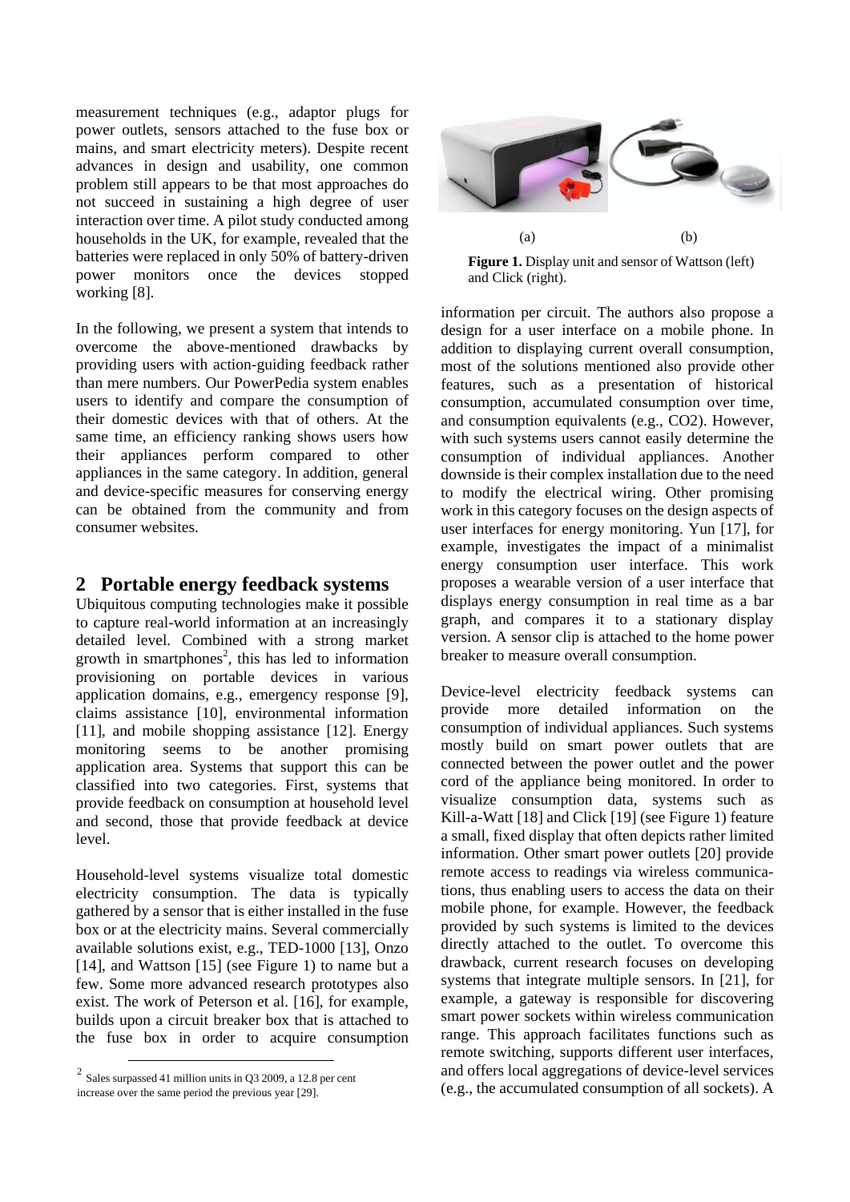measurement techniques (e.g., adaptor plugs for power outlets, sensors attached to the fuse box or mains, and smart electricity meters). Despite recent advances in design and usability, one common problem still appears to be that most approaches do not succeed in sustaining a high degree of user interaction over time. A pilot study conducted among households in the UK, for example, revealed that the batteries were replaced in only 50% of battery-driven power monitors once the devices stopped working [8].

In the following, we present a system that intends to overcome the above-mentioned drawbacks by providing users with action-guiding feedback rather than mere numbers. Our PowerPedia system enables users to identify and compare the consumption of their domestic devices with that of others. At the same time, an efficiency ranking shows users how their appliances perform compared to other appliances in the same category. In addition, general and device-specific measures for conserving energy can be obtained from the community and from consumer websites.

## 2 Portable energy feedback systems

Ubiquitous computing technologies make it possible to capture real-world information at an increasingly detailed level. Combined with a strong market growth in smartphones[2], this has led to information provisioning on portable devices in various application domains, e.g., emergency response [9], claims assistance [10], environmental information [11], and mobile shopping assistance [12]. Energy monitoring seems to be another promising application area. Systems that support this can be classified into two categories. First, systems that provide feedback on consumption at household level and second, those that provide feedback at device level.

Household-level systems visualize total domestic electricity consumption. The data is typically gathered by a sensor that is either installed in the fuse box or at the electricity mains. Several commercially available solutions exist, e.g., TED-1000 [13], Onzo [14], and Wattson [15] (see Figure 1) to name but a few. Some more advanced research prototypes also exist. The work of Peterson et al. [16], for example, builds upon a circuit breaker box that is attached to the fuse box in order to acquire consumption information per circuit. The authors also propose a design for a user interface on a mobile phone. In addition to displaying current overall consumption, most of the solutions mentioned also provide other features, such as a presentation of historical consumption, accumulated consumption over time, and consumption equivalents (e.g., $CO_2$). However, with such systems users cannot easily determine the consumption of individual appliances. Another downside is their complex installation due to the need to modify the electrical wiring. Other promising work in this category focuses on the design aspects of user interfaces for energy monitoring. Yun [17], for example, investigates the impact of a minimalist energy consumption user interface. This work proposes a wearable version of a user interface that displays energy consumption in real time as a bar graph, and compares it to a stationary display version. A sensor clip is attached to the home power breaker to measure overall consumption.

(a) (b)

**Figure 1.** Display unit and sensor of Wattson (left) and Click (right).

Device-level electricity feedback systems can provide more detailed information on the consumption of individual appliances. Such systems mostly build on smart power outlets that are connected between the power outlet and the power cord of the appliance being monitored. In order to visualize consumption data, systems such as Kill-a-Watt [18] and Click [19] (see Figure 1) feature a small, fixed display that often depicts rather limited information. Other smart power outlets [20] provide remote access to readings via wireless communications, thus enabling users to access the data on their mobile phone, for example. However, the feedback provided by such systems is limited to the devices directly attached to the outlet. To overcome this drawback, current research focuses on developing systems that integrate multiple sensors. In [21], for example, a gateway is responsible for discovering smart power sockets within wireless communication range. This approach facilitates functions such as remote switching, supports different user interfaces, and offers local aggregations of device-level services (e.g., the accumulated consumption of all sockets). A

[2] Sales surpassed 41 million units in Q3 2009, a 12.8 per cent increase over the same period the previous year [29].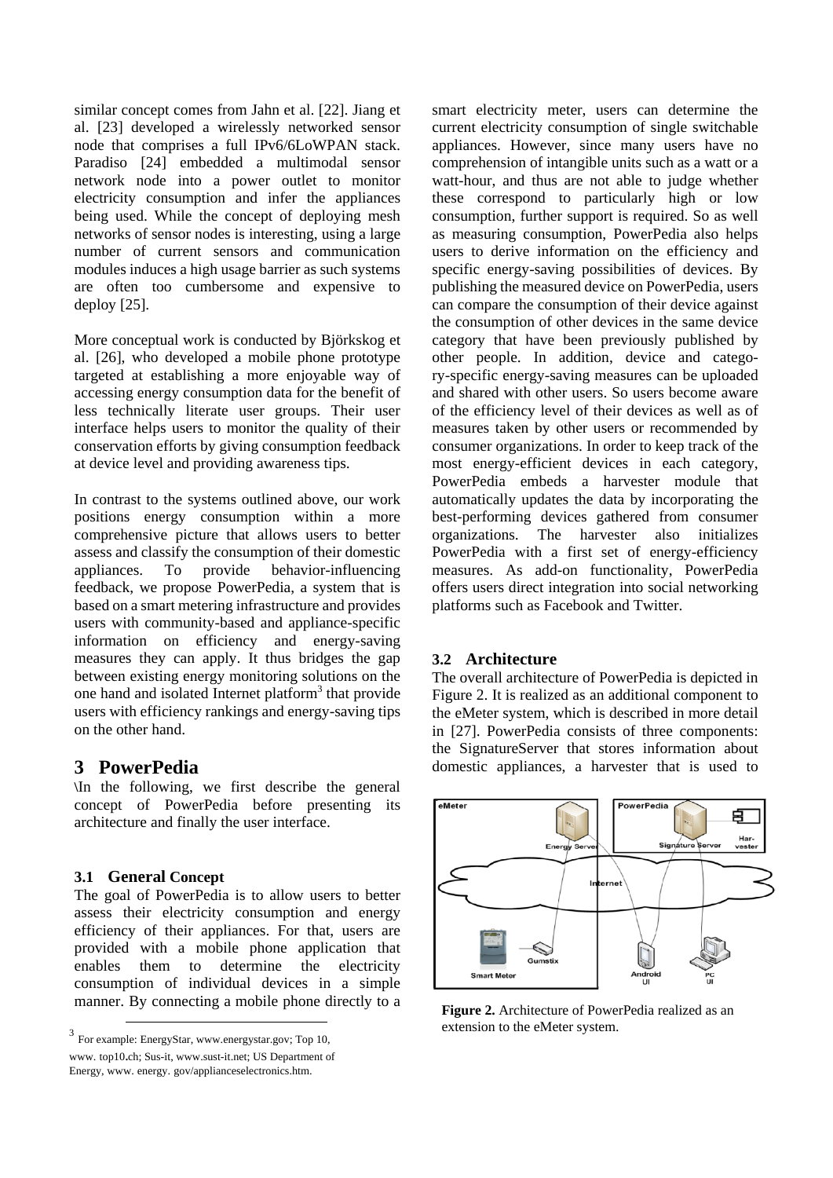similar concept comes from Jahn et al. [22]. Jiang et al. [23] developed a wirelessly networked sensor node that comprises a full IPv6/6LoWPAN stack. Paradiso [24] embedded a multimodal sensor network node into a power outlet to monitor electricity consumption and infer the appliances being used. While the concept of deploying mesh networks of sensor nodes is interesting, using a large number of current sensors and communication modules induces a high usage barrier as such systems are often too cumbersome and expensive to deploy [25].

More conceptual work is conducted by Björkskog et al. [26], who developed a mobile phone prototype targeted at establishing a more enjoyable way of accessing energy consumption data for the benefit of less technically literate user groups. Their user interface helps users to monitor the quality of their conservation efforts by giving consumption feedback at device level and providing awareness tips.

In contrast to the systems outlined above, our work positions energy consumption within a more comprehensive picture that allows users to better assess and classify the consumption of their domestic appliances. To provide behavior-influencing feedback, we propose PowerPedia, a system that is based on a smart metering infrastructure and provides users with community-based and appliance-specific information on efficiency and energy-saving measures they can apply. It thus bridges the gap between existing energy monitoring solutions on the one hand and isolated Internet platform[3] that provide users with efficiency rankings and energy-saving tips on the other hand.

# 3 PowerPedia

\In the following, we first describe the general concept of PowerPedia before presenting its architecture and finally the user interface.

## 3.1 General Concept

The goal of PowerPedia is to allow users to better assess their electricity consumption and energy efficiency of their appliances. For that, users are provided with a mobile phone application that enables them to determine the electricity consumption of individual devices in a simple manner. By connecting a mobile phone directly to a smart electricity meter, users can determine the current electricity consumption of single switchable appliances. However, since many users have no comprehension of intangible units such as a watt or a watt-hour, and thus are not able to judge whether these correspond to particularly high or low consumption, further support is required. So as well as measuring consumption, PowerPedia also helps users to derive information on the efficiency and specific energy-saving possibilities of devices. By publishing the measured device on PowerPedia, users can compare the consumption of their device against the consumption of other devices in the same device category that have been previously published by other people. In addition, device and category-specific energy-saving measures can be uploaded and shared with other users. So users become aware of the efficiency level of their devices as well as of measures taken by other users or recommended by consumer organizations. In order to keep track of the most energy-efficient devices in each category, PowerPedia embeds a harvester module that automatically updates the data by incorporating the best-performing devices gathered from consumer organizations. The harvester also initializes PowerPedia with a first set of energy-efficiency measures. As add-on functionality, PowerPedia offers users direct integration into social networking platforms such as Facebook and Twitter.

## 3.2 Architecture

The overall architecture of PowerPedia is depicted in Figure 2. It is realized as an additional component to the eMeter system, which is described in more detail in [27]. PowerPedia consists of three components: the SignatureServer that stores information about domestic appliances, a harvester that is used to

eMeter
PowerPedia
Energy Server
Signature Server
Harvester
Internet
Smart Meter
Gumstix
Android UI
PC UI

**Figure 2.** Architecture of PowerPedia realized as an extension to the eMeter system.

[3] For example: EnergyStar, www.energystar.gov; Top 10, www. top10.ch; Sus-it, www.sust-it.net; US Department of Energy, www. energy. gov/applianceselectronics.htm.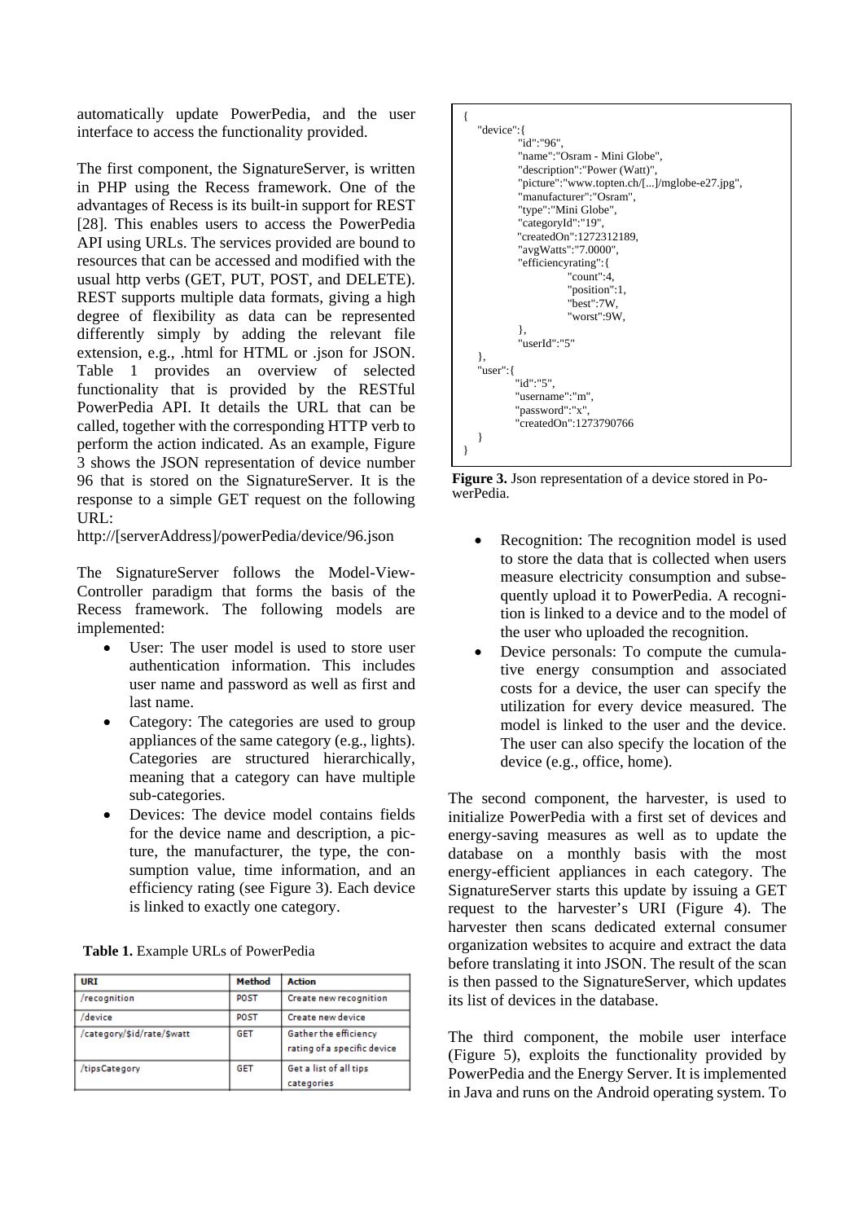automatically update PowerPedia, and the user interface to access the functionality provided.

The first component, the SignatureServer, is written in PHP using the Recess framework. One of the advantages of Recess is its built-in support for REST [28]. This enables users to access the PowerPedia API using URLs. The services provided are bound to resources that can be accessed and modified with the usual http verbs (GET, PUT, POST, and DELETE). REST supports multiple data formats, giving a high degree of flexibility as data can be represented differently simply by adding the relevant file extension, e.g., .html for HTML or .json for JSON. Table 1 provides an overview of selected functionality that is provided by the RESTful PowerPedia API. It details the URL that can be called, together with the corresponding HTTP verb to perform the action indicated. As an example, Figure 3 shows the JSON representation of device number 96 that is stored on the SignatureServer. It is the response to a simple GET request on the following URL:

http://[serverAddress]/powerPedia/device/96.json

The SignatureServer follows the Model-View-Controller paradigm that forms the basis of the Recess framework. The following models are implemented:

- User: The user model is used to store user authentication information. This includes user name and password as well as first and last name.
- Category: The categories are used to group appliances of the same category (e.g., lights). Categories are structured hierarchically, meaning that a category can have multiple sub-categories.
- Devices: The device model contains fields for the device name and description, a picture, the manufacturer, the type, the consumption value, time information, and an efficiency rating (see Figure 3). Each device is linked to exactly one category.

**Table 1.** Example URLs of PowerPedia

| URI | Method | Action |
|---|---|---|
| /recognition | POST | Create new recognition |
| /device | POST | Create new device |
| /category/$id/rate/$watt | GET | Gather the efficiency rating of a specific device |
| /tipsCategory | GET | Get a list of all tips categories |

```
{
   "device":{
            "id":"96",
            "name":"Osram - Mini Globe",
            "description":"Power (Watt)",
            "picture":"www.topten.ch/[...]/mglobe-e27.jpg",
            "manufacturer":"Osram",
            "type":"Mini Globe",
            "categoryId":"19",
            "createdOn":1272312189,
            "avgWatts":"7.0000",
            "efficiencyrating":{
                        "count":4,
                        "position":1,
                        "best":7W,
                        "worst":9W,
            },
            "userId":"5"
   },
   "user":{
            "id":"5",
            "username":"m",
            "password":"x",
            "createdOn":1273790766
   }
}
```

**Figure 3.** Json representation of a device stored in PowerPedia.

- Recognition: The recognition model is used to store the data that is collected when users measure electricity consumption and subsequently upload it to PowerPedia. A recognition is linked to a device and to the model of the user who uploaded the recognition.
- Device personals: To compute the cumulative energy consumption and associated costs for a device, the user can specify the utilization for every device measured. The model is linked to the user and the device. The user can also specify the location of the device (e.g., office, home).

The second component, the harvester, is used to initialize PowerPedia with a first set of devices and energy-saving measures as well as to update the database on a monthly basis with the most energy-efficient appliances in each category. The SignatureServer starts this update by issuing a GET request to the harvester's URI (Figure 4). The harvester then scans dedicated external consumer organization websites to acquire and extract the data before translating it into JSON. The result of the scan is then passed to the SignatureServer, which updates its list of devices in the database.

The third component, the mobile user interface (Figure 5), exploits the functionality provided by PowerPedia and the Energy Server. It is implemented in Java and runs on the Android operating system. To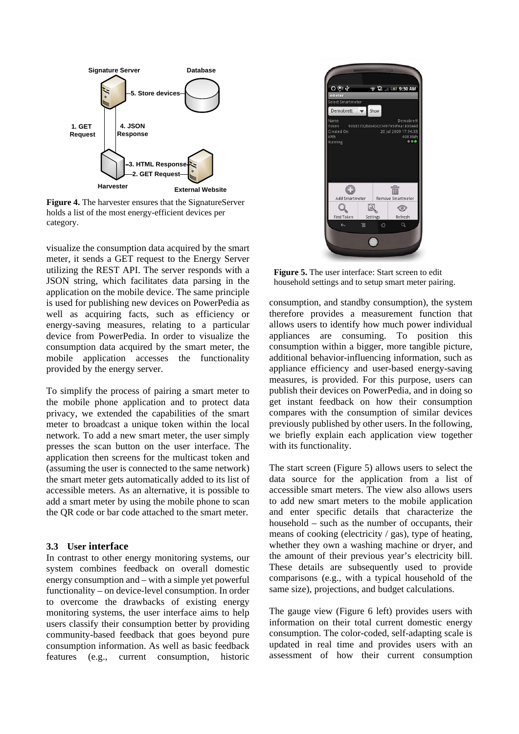Signature Server

Database

5. Store devices

1. GET Request

4. JSON Response

3. HTML Response

2. GET Request

Harvester

External Website

**Figure 4.** The harvester ensures that the SignatureServer holds a list of the most energy-efficient devices per category.

visualize the consumption data acquired by the smart meter, it sends a GET request to the Energy Server utilizing the REST API. The server responds with a JSON string, which facilitates data parsing in the application on the mobile device. The same principle is used for publishing new devices on PowerPedia as well as acquiring facts, such as efficiency or energy-saving measures, relating to a particular device from PowerPedia. In order to visualize the consumption data acquired by the smart meter, the mobile application accesses the functionality provided by the energy server.

To simplify the process of pairing a smart meter to the mobile phone application and to protect data privacy, we extended the capabilities of the smart meter to broadcast a unique token within the local network. To add a new smart meter, the user simply presses the scan button on the user interface. The application then screens for the multicast token and (assuming the user is connected to the same network) the smart meter gets automatically added to its list of accessible meters. As an alternative, it is possible to add a smart meter by using the mobile phone to scan the QR code or bar code attached to the smart meter.

### 3.3 User interface

In contrast to other energy monitoring systems, our system combines feedback on overall domestic energy consumption and – with a simple yet powerful functionality – on device-level consumption. In order to overcome the drawbacks of existing energy monitoring systems, the user interface aims to help users classify their consumption better by providing community-based feedback that goes beyond pure consumption information. As well as basic feedback features (e.g., current consumption, historic consumption, and standby consumption), the system therefore provides a measurement function that allows users to identify how much power individual appliances are consuming. To position this consumption within a bigger, more tangible picture, additional behavior-influencing information, such as appliance efficiency and user-based energy-saving measures, is provided. For this purpose, users can publish their devices on PowerPedia, and in doing so get instant feedback on how their consumption compares with the consumption of similar devices previously published by other users. In the following, we briefly explain each application view together with its functionality.

**Figure 5.** The user interface: Start screen to edit household settings and to setup smart meter pairing.

The start screen (Figure 5) allows users to select the data source for the application from a list of accessible smart meters. The view also allows users to add new smart meters to the mobile application and enter specific details that characterize the household – such as the number of occupants, their means of cooking (electricity / gas), type of heating, whether they own a washing machine or dryer, and the amount of their previous year's electricity bill. These details are subsequently used to provide comparisons (e.g., with a typical household of the same size), projections, and budget calculations.

The gauge view (Figure 6 left) provides users with information on their total current domestic energy consumption. The color-coded, self-adapting scale is updated in real time and provides users with an assessment of how their current consumption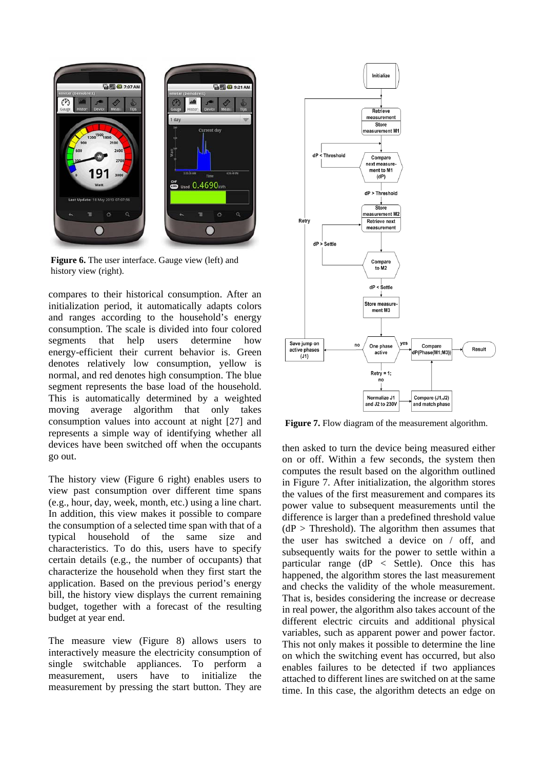**Figure 6.** The user interface. Gauge view (left) and history view (right).

compares to their historical consumption. After an initialization period, it automatically adapts colors and ranges according to the household's energy consumption. The scale is divided into four colored segments that help users determine how energy-efficient their current behavior is. Green denotes relatively low consumption, yellow is normal, and red denotes high consumption. The blue segment represents the base load of the household. This is automatically determined by a weighted moving average algorithm that only takes consumption values into account at night [27] and represents a simple way of identifying whether all devices have been switched off when the occupants go out.

The history view (Figure 6 right) enables users to view past consumption over different time spans (e.g., hour, day, week, month, etc.) using a line chart. In addition, this view makes it possible to compare the consumption of a selected time span with that of a typical household of the same size and characteristics. To do this, users have to specify certain details (e.g., the number of occupants) that characterize the household when they first start the application. Based on the previous period's energy bill, the history view displays the current remaining budget, together with a forecast of the resulting budget at year end.

The measure view (Figure 8) allows users to interactively measure the electricity consumption of single switchable appliances. To perform a measurement, users have to initialize the measurement by pressing the start button. They are

**Figure 7.** Flow diagram of the measurement algorithm.

then asked to turn the device being measured either on or off. Within a few seconds, the system then computes the result based on the algorithm outlined in Figure 7. After initialization, the algorithm stores the values of the first measurement and compares its power value to subsequent measurements until the difference is larger than a predefined threshold value (dP > Threshold). The algorithm then assumes that the user has switched a device on / off, and subsequently waits for the power to settle within a particular range (dP < Settle). Once this has happened, the algorithm stores the last measurement and checks the validity of the whole measurement. That is, besides considering the increase or decrease in real power, the algorithm also takes account of the different electric circuits and additional physical variables, such as apparent power and power factor. This not only makes it possible to determine the line on which the switching event has occurred, but also enables failures to be detected if two appliances attached to different lines are switched on at the same time. In this case, the algorithm detects an edge on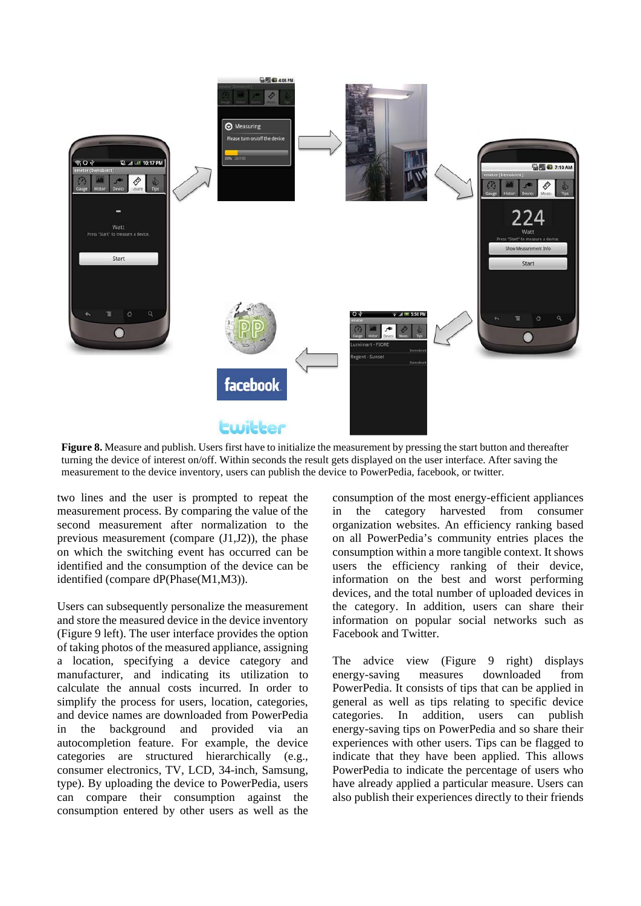**Figure 8.** Measure and publish. Users first have to initialize the measurement by pressing the start button and thereafter turning the device of interest on/off. Within seconds the result gets displayed on the user interface. After saving the measurement to the device inventory, users can publish the device to PowerPedia, facebook, or twitter.

two lines and the user is prompted to repeat the measurement process. By comparing the value of the second measurement after normalization to the previous measurement (compare (J1,J2)), the phase on which the switching event has occurred can be identified and the consumption of the device can be identified (compare dP(Phase(M1,M3)).

Users can subsequently personalize the measurement and store the measured device in the device inventory (Figure 9 left). The user interface provides the option of taking photos of the measured appliance, assigning a location, specifying a device category and manufacturer, and indicating its utilization to calculate the annual costs incurred. In order to simplify the process for users, location, categories, and device names are downloaded from PowerPedia in the background and provided via an autocompletion feature. For example, the device categories are structured hierarchically (e.g., consumer electronics, TV, LCD, 34-inch, Samsung, type). By uploading the device to PowerPedia, users can compare their consumption against the consumption entered by other users as well as the consumption of the most energy-efficient appliances in the category harvested from consumer organization websites. An efficiency ranking based on all PowerPedia's community entries places the consumption within a more tangible context. It shows users the efficiency ranking of their device, information on the best and worst performing devices, and the total number of uploaded devices in the category. In addition, users can share their information on popular social networks such as Facebook and Twitter.

The advice view (Figure 9 right) displays energy-saving measures downloaded from PowerPedia. It consists of tips that can be applied in general as well as tips relating to specific device categories. In addition, users can publish energy-saving tips on PowerPedia and so share their experiences with other users. Tips can be flagged to indicate that they have been applied. This allows PowerPedia to indicate the percentage of users who have already applied a particular measure. Users can also publish their experiences directly to their friends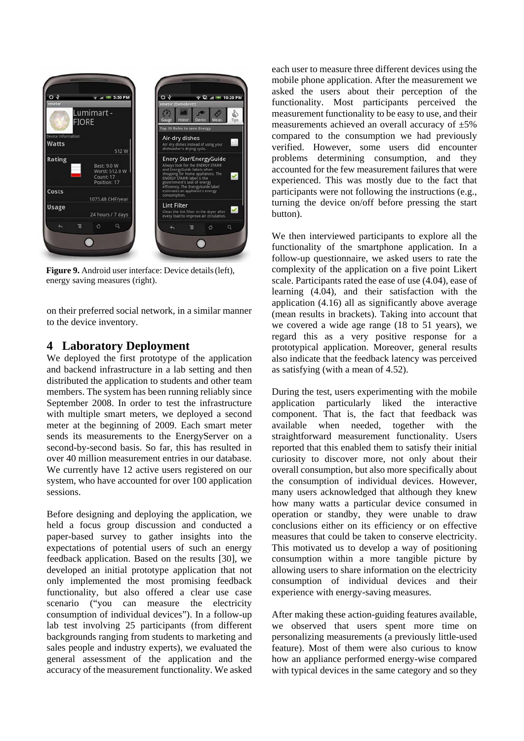Figure 9. Android user interface: Device details (left), energy saving measures (right).

on their preferred social network, in a similar manner to the device inventory.

## 4 Laboratory Deployment

We deployed the first prototype of the application and backend infrastructure in a lab setting and then distributed the application to students and other team members. The system has been running reliably since September 2008. In order to test the infrastructure with multiple smart meters, we deployed a second meter at the beginning of 2009. Each smart meter sends its measurements to the EnergyServer on a second-by-second basis. So far, this has resulted in over 40 million measurement entries in our database. We currently have 12 active users registered on our system, who have accounted for over 100 application sessions.

Before designing and deploying the application, we held a focus group discussion and conducted a paper-based survey to gather insights into the expectations of potential users of such an energy feedback application. Based on the results [30], we developed an initial prototype application that not only implemented the most promising feedback functionality, but also offered a clear use case scenario ("you can measure the electricity consumption of individual devices"). In a follow-up lab test involving 25 participants (from different backgrounds ranging from students to marketing and sales people and industry experts), we evaluated the general assessment of the application and the accuracy of the measurement functionality. We asked each user to measure three different devices using the mobile phone application. After the measurement we asked the users about their perception of the functionality. Most participants perceived the measurement functionality to be easy to use, and their measurements achieved an overall accuracy of ±5% compared to the consumption we had previously verified. However, some users did encounter problems determining consumption, and they accounted for the few measurement failures that were experienced. This was mostly due to the fact that participants were not following the instructions (e.g., turning the device on/off before pressing the start button).

We then interviewed participants to explore all the functionality of the smartphone application. In a follow-up questionnaire, we asked users to rate the complexity of the application on a five point Likert scale. Participants rated the ease of use (4.04), ease of learning (4.04), and their satisfaction with the application (4.16) all as significantly above average (mean results in brackets). Taking into account that we covered a wide age range (18 to 51 years), we regard this as a very positive response for a prototypical application. Moreover, general results also indicate that the feedback latency was perceived as satisfying (with a mean of 4.52).

During the test, users experimenting with the mobile application particularly liked the interactive component. That is, the fact that feedback was available when needed, together with the straightforward measurement functionality. Users reported that this enabled them to satisfy their initial curiosity to discover more, not only about their overall consumption, but also more specifically about the consumption of individual devices. However, many users acknowledged that although they knew how many watts a particular device consumed in operation or standby, they were unable to draw conclusions either on its efficiency or on effective measures that could be taken to conserve electricity. This motivated us to develop a way of positioning consumption within a more tangible picture by allowing users to share information on the electricity consumption of individual devices and their experience with energy-saving measures.

After making these action-guiding features available, we observed that users spent more time on personalizing measurements (a previously little-used feature). Most of them were also curious to know how an appliance performed energy-wise compared with typical devices in the same category and so they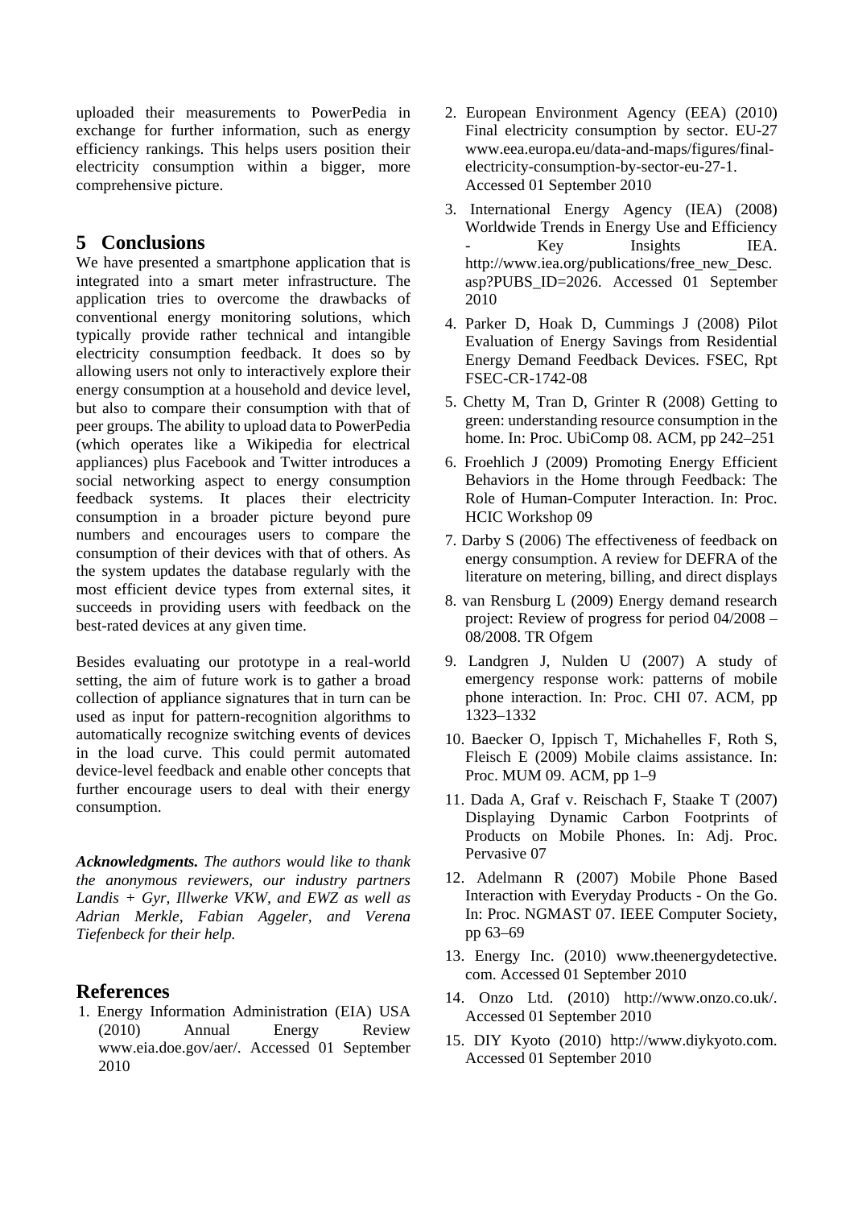uploaded their measurements to PowerPedia in exchange for further information, such as energy efficiency rankings. This helps users position their electricity consumption within a bigger, more comprehensive picture.

## 5 Conclusions

We have presented a smartphone application that is integrated into a smart meter infrastructure. The application tries to overcome the drawbacks of conventional energy monitoring solutions, which typically provide rather technical and intangible electricity consumption feedback. It does so by allowing users not only to interactively explore their energy consumption at a household and device level, but also to compare their consumption with that of peer groups. The ability to upload data to PowerPedia (which operates like a Wikipedia for electrical appliances) plus Facebook and Twitter introduces a social networking aspect to energy consumption feedback systems. It places their electricity consumption in a broader picture beyond pure numbers and encourages users to compare the consumption of their devices with that of others. As the system updates the database regularly with the most efficient device types from external sites, it succeeds in providing users with feedback on the best-rated devices at any given time.

Besides evaluating our prototype in a real-world setting, the aim of future work is to gather a broad collection of appliance signatures that in turn can be used as input for pattern-recognition algorithms to automatically recognize switching events of devices in the load curve. This could permit automated device-level feedback and enable other concepts that further encourage users to deal with their energy consumption.

***Acknowledgments.*** *The authors would like to thank the anonymous reviewers, our industry partners Landis + Gyr, Illwerke VKW, and EWZ as well as Adrian Merkle, Fabian Aggeler, and Verena Tiefenbeck for their help.*

## References

1. Energy Information Administration (EIA) USA (2010) Annual Energy Review www.eia.doe.gov/aer/. Accessed 01 September 2010
2. European Environment Agency (EEA) (2010) Final electricity consumption by sector. EU-27 www.eea.europa.eu/data-and-maps/figures/final-electricity-consumption-by-sector-eu-27-1. Accessed 01 September 2010
3. International Energy Agency (IEA) (2008) Worldwide Trends in Energy Use and Efficiency - Key Insights IEA. http://www.iea.org/publications/free_new_Desc.asp?PUBS_ID=2026. Accessed 01 September 2010
4. Parker D, Hoak D, Cummings J (2008) Pilot Evaluation of Energy Savings from Residential Energy Demand Feedback Devices. FSEC, Rpt FSEC-CR-1742-08
5. Chetty M, Tran D, Grinter R (2008) Getting to green: understanding resource consumption in the home. In: Proc. UbiComp 08. ACM, pp 242–251
6. Froehlich J (2009) Promoting Energy Efficient Behaviors in the Home through Feedback: The Role of Human-Computer Interaction. In: Proc. HCIC Workshop 09
7. Darby S (2006) The effectiveness of feedback on energy consumption. A review for DEFRA of the literature on metering, billing, and direct displays
8. van Rensburg L (2009) Energy demand research project: Review of progress for period 04/2008 – 08/2008. TR Ofgem
9. Landgren J, Nulden U (2007) A study of emergency response work: patterns of mobile phone interaction. In: Proc. CHI 07. ACM, pp 1323–1332
10. Baecker O, Ippisch T, Michahelles F, Roth S, Fleisch E (2009) Mobile claims assistance. In: Proc. MUM 09. ACM, pp 1–9
11. Dada A, Graf v. Reischach F, Staake T (2007) Displaying Dynamic Carbon Footprints of Products on Mobile Phones. In: Adj. Proc. Pervasive 07
12. Adelmann R (2007) Mobile Phone Based Interaction with Everyday Products - On the Go. In: Proc. NGMAST 07. IEEE Computer Society, pp 63–69
13. Energy Inc. (2010) www.theenergydetective.com. Accessed 01 September 2010
14. Onzo Ltd. (2010) http://www.onzo.co.uk/. Accessed 01 September 2010
15. DIY Kyoto (2010) http://www.diykyoto.com. Accessed 01 September 2010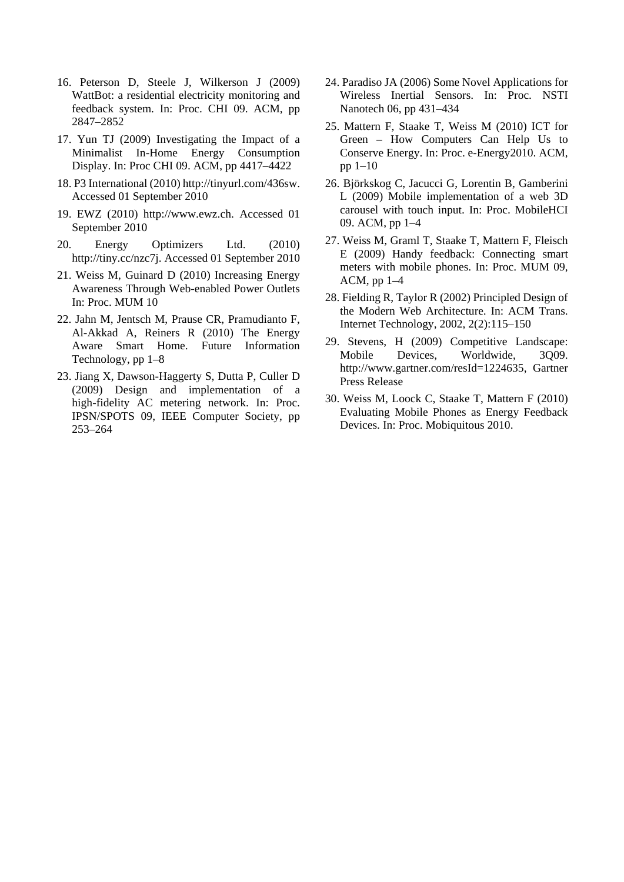16. Peterson D, Steele J, Wilkerson J (2009) WattBot: a residential electricity monitoring and feedback system. In: Proc. CHI 09. ACM, pp 2847–2852
17. Yun TJ (2009) Investigating the Impact of a Minimalist In-Home Energy Consumption Display. In: Proc CHI 09. ACM, pp 4417–4422
18. P3 International (2010) http://tinyurl.com/436sw. Accessed 01 September 2010
19. EWZ (2010) http://www.ewz.ch. Accessed 01 September 2010
20. Energy Optimizers Ltd. (2010) http://tiny.cc/nzc7j. Accessed 01 September 2010
21. Weiss M, Guinard D (2010) Increasing Energy Awareness Through Web-enabled Power Outlets In: Proc. MUM 10
22. Jahn M, Jentsch M, Prause CR, Pramudianto F, Al-Akkad A, Reiners R (2010) The Energy Aware Smart Home. Future Information Technology, pp 1–8
23. Jiang X, Dawson-Haggerty S, Dutta P, Culler D (2009) Design and implementation of a high-fidelity AC metering network. In: Proc. IPSN/SPOTS 09, IEEE Computer Society, pp 253–264
24. Paradiso JA (2006) Some Novel Applications for Wireless Inertial Sensors. In: Proc. NSTI Nanotech 06, pp 431–434
25. Mattern F, Staake T, Weiss M (2010) ICT for Green – How Computers Can Help Us to Conserve Energy. In: Proc. e-Energy2010. ACM, pp 1–10
26. Björkskog C, Jacucci G, Lorentin B, Gamberini L (2009) Mobile implementation of a web 3D carousel with touch input. In: Proc. MobileHCI 09. ACM, pp 1–4
27. Weiss M, Graml T, Staake T, Mattern F, Fleisch E (2009) Handy feedback: Connecting smart meters with mobile phones. In: Proc. MUM 09, ACM, pp 1–4
28. Fielding R, Taylor R (2002) Principled Design of the Modern Web Architecture. In: ACM Trans. Internet Technology, 2002, 2(2):115–150
29. Stevens, H (2009) Competitive Landscape: Mobile Devices, Worldwide, 3Q09. http://www.gartner.com/resId=1224635, Gartner Press Release
30. Weiss M, Loock C, Staake T, Mattern F (2010) Evaluating Mobile Phones as Energy Feedback Devices. In: Proc. Mobiquitous 2010.